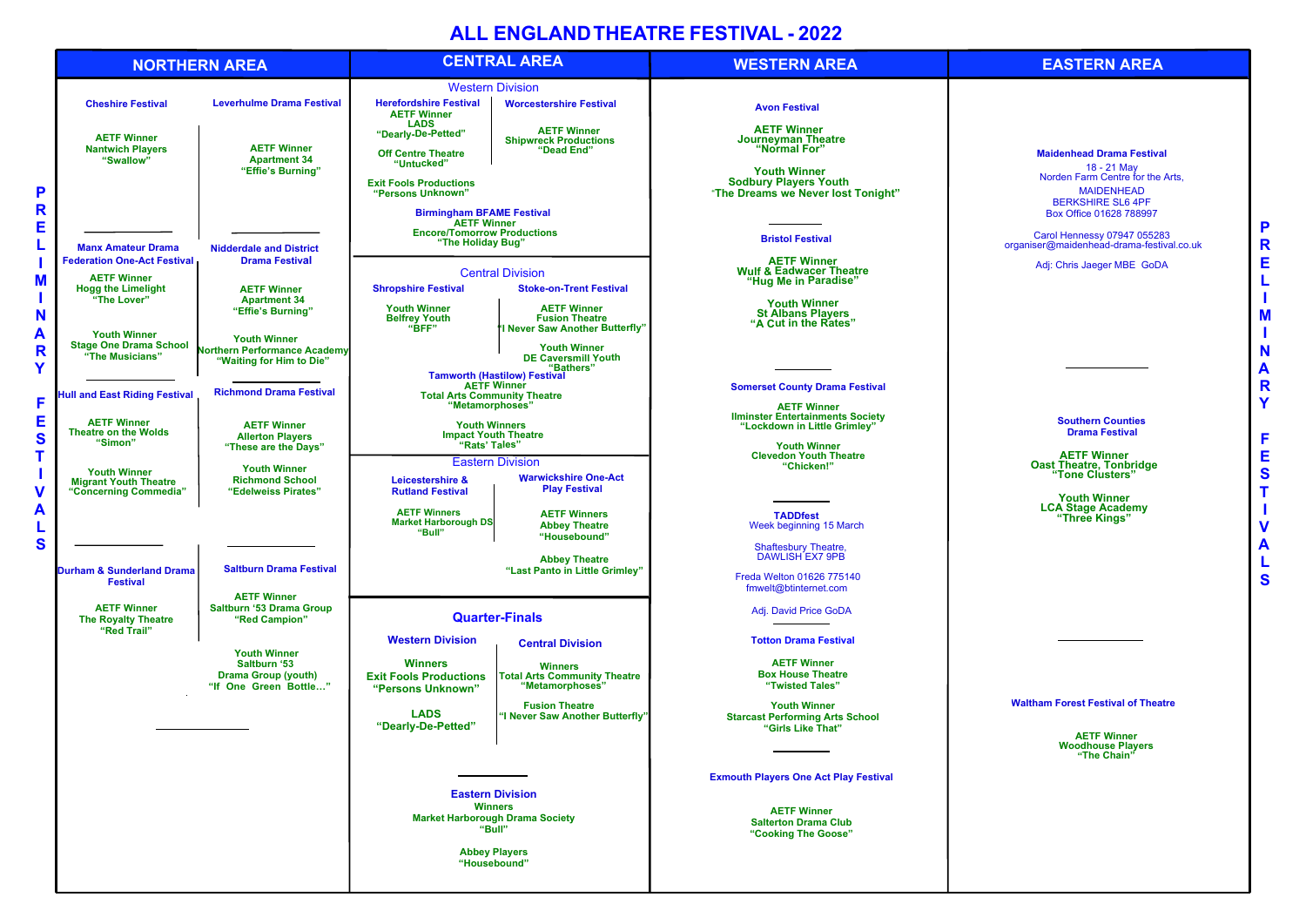# ALL ENGLAND THEATRE FESTIVAL - 2022

PRELIMINARY FESTIVALS

## NORTHERN AREA

**Cheshire Festival**

AETF Winner
Nantwich Players
"Swallow"

**Leverhulme Drama Festival**

AETF Winner
Apartment 34
"Effie's Burning"

**Manx Amateur Drama Federation One-Act Festival**

AETF Winner
Hogg the Limelight
"The Lover"

Youth Winner
Stage One Drama School
"The Musicians"

**Nidderdale and District Drama Festival**

AETF Winner
Apartment 34
"Effie's Burning"

Youth Winner
Northern Performance Academy
"Waiting for Him to Die"

**Hull and East Riding Festival**

AETF Winner
Theatre on the Wolds
"Simon"

Youth Winner
Migrant Youth Theatre
"Concerning Commedia"

**Richmond Drama Festival**

AETF Winner
Allerton Players
"These are the Days"

Youth Winner
Richmond School
"Edelweiss Pirates"

**Durham & Sunderland Drama Festival**

AETF Winner
The Royalty Theatre
"Red Trail"

**Saltburn Drama Festival**

AETF Winner
Saltburn '53 Drama Group
"Red Campion"

Youth Winner
Saltburn '53
Drama Group (youth)
"If One Green Bottle…"

## CENTRAL AREA

### Western Division

**Herefordshire Festival**

AETF Winner
LADS
"Dearly-De-Petted"

Off Centre Theatre
"Untucked"

Exit Fools Productions
"Persons Unknown"

**Worcestershire Festival**

AETF Winner
Shipwreck Productions
"Dead End"

**Birmingham BFAME Festival**

AETF Winner
Encore/Tomorrow Productions
"The Holiday Bug"

### Central Division

**Shropshire Festival**

Youth Winner
Belfrey Youth
"BFF"

**Stoke-on-Trent Festival**

AETF Winner
Fusion Theatre
"I Never Saw Another Butterfly"

Youth Winner
DE Caversmill Youth
"Bathers"

**Tamworth (Hastilow) Festival**

AETF Winner
Total Arts Community Theatre
"Metamorphoses"

Youth Winners
Impact Youth Theatre
"Rats' Tales"

### Eastern Division

**Leicestershire & Rutland Festival**

AETF Winners
Market Harborough DS
"Bull"

**Warwickshire One-Act Play Festival**

AETF Winners
Abbey Theatre
"Housebound"

Abbey Theatre
"Last Panto in Little Grimley"

### Quarter-Finals

**Western Division**

Winners
Exit Fools Productions
"Persons Unknown"

LADS
"Dearly-De-Petted"

**Central Division**

Winners
Total Arts Community Theatre
"Metamorphoses"

Fusion Theatre
"I Never Saw Another Butterfly"

**Eastern Division**

Winners
Market Harborough Drama Society
"Bull"

Abbey Players
"Housebound"

## WESTERN AREA

**Avon Festival**

AETF Winner
Journeyman Theatre
"Normal For"

Youth Winner
Sodbury Players Youth
"The Dreams we Never lost Tonight"

**Bristol Festival**

AETF Winner
Wulf & Eadwacer Theatre
"Hug Me in Paradise"

Youth Winner
St Albans Players
"A Cut in the Rates"

**Somerset County Drama Festival**

AETF Winner
Ilminster Entertainments Society
"Lockdown in Little Grimley"

Youth Winner
Clevedon Youth Theatre
"Chicken!"

**TADDfest**
Week beginning 15 March

Shaftesbury Theatre,
DAWLISH EX7 9PB

Freda Welton 01626 775140
fmwelt@btinternet.com

Adj. David Price GoDA

**Totton Drama Festival**

AETF Winner
Box House Theatre
"Twisted Tales"

Youth Winner
Starcast Performing Arts School
"Girls Like That"

**Exmouth Players One Act Play Festival**

AETF Winner
Salterton Drama Club
"Cooking The Goose"

## EASTERN AREA

**Maidenhead Drama Festival**
18 - 21 May
Norden Farm Centre for the Arts,
MAIDENHEAD
BERKSHIRE SL6 4PF
Box Office 01628 788997

Carol Hennessy 07947 055283
organiser@maidenhead-drama-festival.co.uk

Adj: Chris Jaeger MBE GoDA

**Southern Counties Drama Festival**

AETF Winner
Oast Theatre, Tonbridge
"Tone Clusters"

Youth Winner
LCA Stage Academy
"Three Kings"

**Waltham Forest Festival of Theatre**

AETF Winner
Woodhouse Players
"The Chain"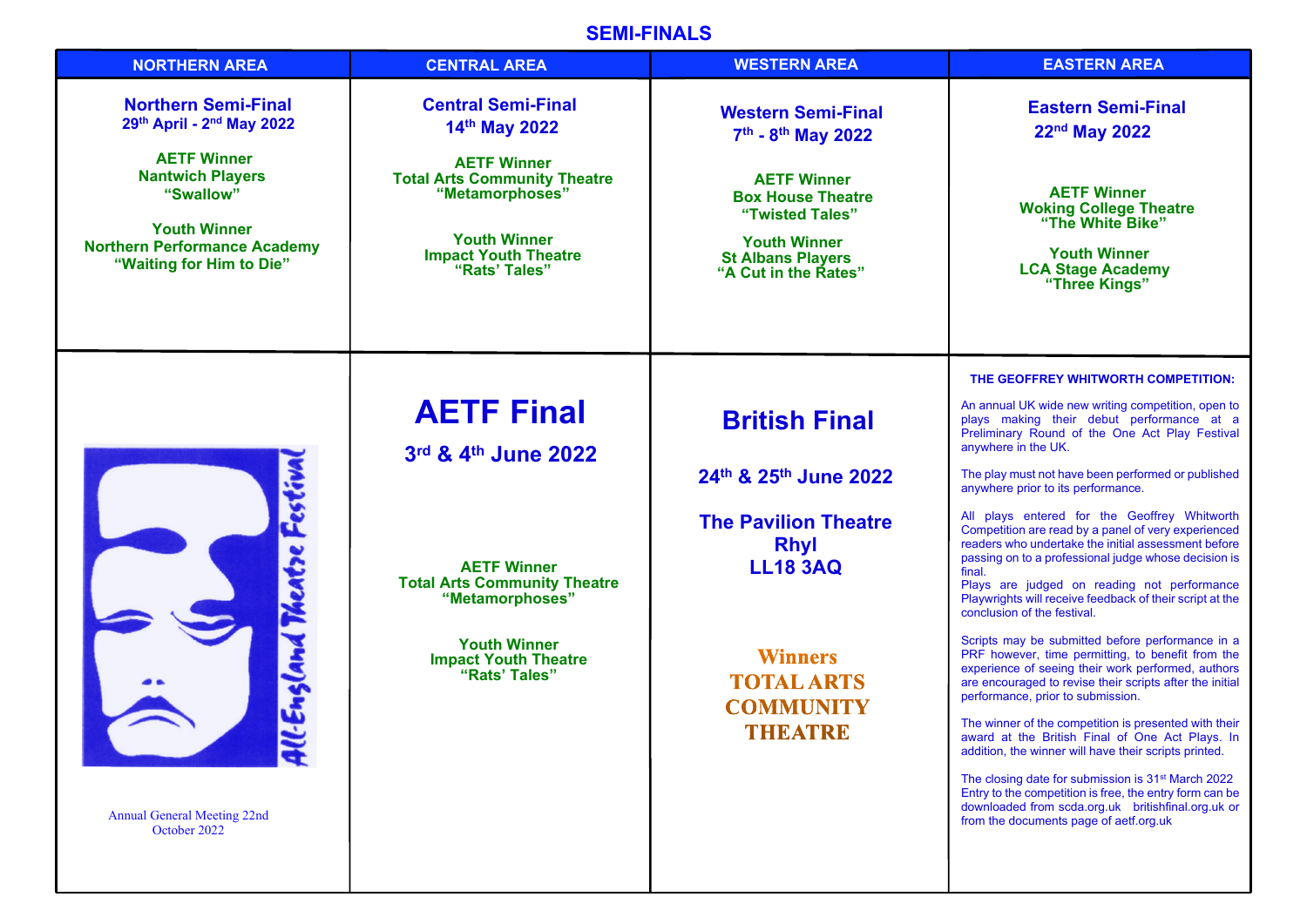## SEMI-FINALS

| NORTHERN AREA | CENTRAL AREA | WESTERN AREA | EASTERN AREA |
|---|---|---|---|
| **Northern Semi-Final**<br>**29th April - 2nd May 2022**<br><br>**AETF Winner**<br>**Nantwich Players**<br>**"Swallow"**<br><br>**Youth Winner**<br>**Northern Performance Academy**<br>**"Waiting for Him to Die"** | **Central Semi-Final**<br>**14th May 2022**<br><br>**AETF Winner**<br>**Total Arts Community Theatre**<br>**"Metamorphoses"**<br><br>**Youth Winner**<br>**Impact Youth Theatre**<br>**"Rats' Tales"** | **Western Semi-Final**<br>**7th - 8th May 2022**<br><br>**AETF Winner**<br>**Box House Theatre**<br>**"Twisted Tales"**<br><br>**Youth Winner**<br>**St Albans Players**<br>**"A Cut in the Rates"** | **Eastern Semi-Final**<br>**22nd May 2022**<br><br>**AETF Winner**<br>**Woking College Theatre**<br>**"The White Bike"**<br><br>**Youth Winner**<br>**LCA Stage Academy**<br>**"Three Kings"** |
| All-England Theatre Festival<br><br>Annual General Meeting 22nd October 2022 | **AETF Final**<br>**3rd & 4th June 2022**<br><br>**AETF Winner**<br>**Total Arts Community Theatre**<br>**"Metamorphoses"**<br><br>**Youth Winner**<br>**Impact Youth Theatre**<br>**"Rats' Tales"** | **British Final**<br><br>**24th & 25th June 2022**<br><br>**The Pavilion Theatre**<br>**Rhyl**<br>**LL18 3AQ**<br><br>**Winners**<br>**TOTAL ARTS COMMUNITY THEATRE** | **THE GEOFFREY WHITWORTH COMPETITION:**<br><br>An annual UK wide new writing competition, open to plays making their debut performance at a Preliminary Round of the One Act Play Festival anywhere in the UK.<br><br>The play must not have been performed or published anywhere prior to its performance.<br><br>All plays entered for the Geoffrey Whitworth Competition are read by a panel of very experienced readers who undertake the initial assessment before passing on to a professional judge whose decision is final.<br>Plays are judged on reading not performance Playwrights will receive feedback of their script at the conclusion of the festival.<br><br>Scripts may be submitted before performance in a PRF however, time permitting, to benefit from the experience of seeing their work performed, authors are encouraged to revise their scripts after the initial performance, prior to submission.<br><br>The winner of the competition is presented with their award at the British Final of One Act Plays. In addition, the winner will have their scripts printed.<br><br>The closing date for submission is 31st March 2022 Entry to the competition is free, the entry form can be downloaded from scda.org.uk britishfinal.org.uk or from the documents page of aetf.org.uk |